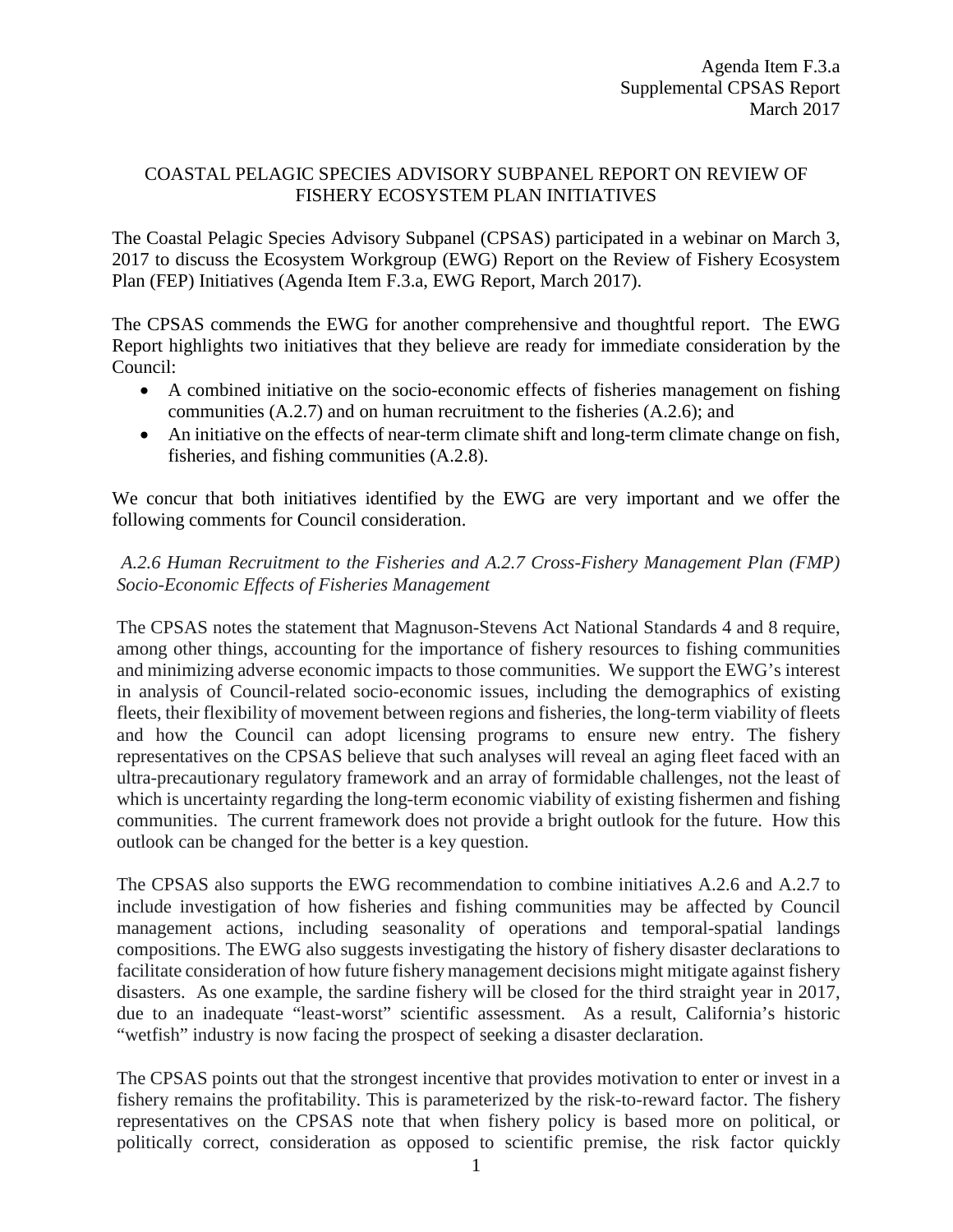Agenda Item F.3.a
Supplemental CPSAS Report
March 2017

# COASTAL PELAGIC SPECIES ADVISORY SUBPANEL REPORT ON REVIEW OF FISHERY ECOSYSTEM PLAN INITIATIVES

The Coastal Pelagic Species Advisory Subpanel (CPSAS) participated in a webinar on March 3, 2017 to discuss the Ecosystem Workgroup (EWG) Report on the Review of Fishery Ecosystem Plan (FEP) Initiatives (Agenda Item F.3.a, EWG Report, March 2017).

The CPSAS commends the EWG for another comprehensive and thoughtful report. The EWG Report highlights two initiatives that they believe are ready for immediate consideration by the Council:

- A combined initiative on the socio-economic effects of fisheries management on fishing communities (A.2.7) and on human recruitment to the fisheries (A.2.6); and
- An initiative on the effects of near-term climate shift and long-term climate change on fish, fisheries, and fishing communities (A.2.8).

We concur that both initiatives identified by the EWG are very important and we offer the following comments for Council consideration.

*A.2.6 Human Recruitment to the Fisheries and A.2.7 Cross-Fishery Management Plan (FMP) Socio-Economic Effects of Fisheries Management*

The CPSAS notes the statement that Magnuson-Stevens Act National Standards 4 and 8 require, among other things, accounting for the importance of fishery resources to fishing communities and minimizing adverse economic impacts to those communities. We support the EWG's interest in analysis of Council-related socio-economic issues, including the demographics of existing fleets, their flexibility of movement between regions and fisheries, the long-term viability of fleets and how the Council can adopt licensing programs to ensure new entry. The fishery representatives on the CPSAS believe that such analyses will reveal an aging fleet faced with an ultra-precautionary regulatory framework and an array of formidable challenges, not the least of which is uncertainty regarding the long-term economic viability of existing fishermen and fishing communities. The current framework does not provide a bright outlook for the future. How this outlook can be changed for the better is a key question.

The CPSAS also supports the EWG recommendation to combine initiatives A.2.6 and A.2.7 to include investigation of how fisheries and fishing communities may be affected by Council management actions, including seasonality of operations and temporal-spatial landings compositions. The EWG also suggests investigating the history of fishery disaster declarations to facilitate consideration of how future fishery management decisions might mitigate against fishery disasters. As one example, the sardine fishery will be closed for the third straight year in 2017, due to an inadequate "least-worst" scientific assessment. As a result, California's historic "wetfish" industry is now facing the prospect of seeking a disaster declaration.

The CPSAS points out that the strongest incentive that provides motivation to enter or invest in a fishery remains the profitability. This is parameterized by the risk-to-reward factor. The fishery representatives on the CPSAS note that when fishery policy is based more on political, or politically correct, consideration as opposed to scientific premise, the risk factor quickly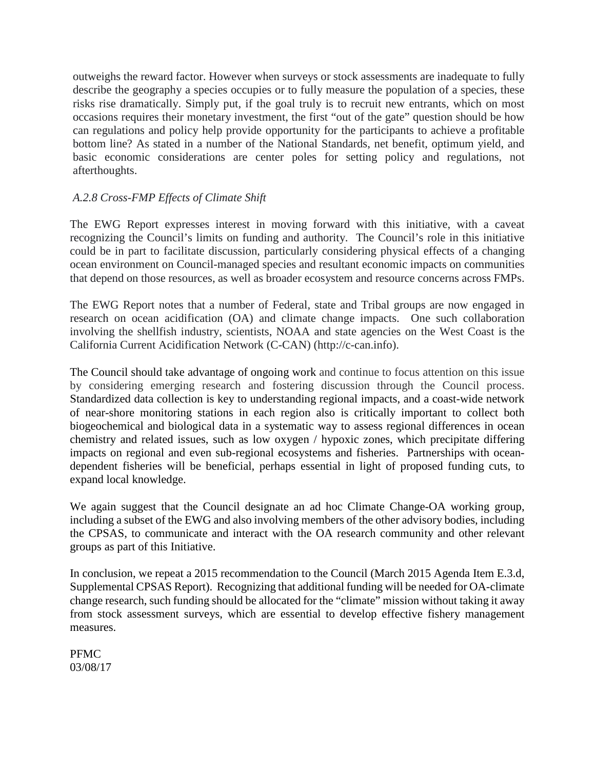outweighs the reward factor. However when surveys or stock assessments are inadequate to fully describe the geography a species occupies or to fully measure the population of a species, these risks rise dramatically. Simply put, if the goal truly is to recruit new entrants, which on most occasions requires their monetary investment, the first "out of the gate" question should be how can regulations and policy help provide opportunity for the participants to achieve a profitable bottom line? As stated in a number of the National Standards, net benefit, optimum yield, and basic economic considerations are center poles for setting policy and regulations, not afterthoughts.

*A.2.8 Cross-FMP Effects of Climate Shift*

The EWG Report expresses interest in moving forward with this initiative, with a caveat recognizing the Council's limits on funding and authority. The Council's role in this initiative could be in part to facilitate discussion, particularly considering physical effects of a changing ocean environment on Council-managed species and resultant economic impacts on communities that depend on those resources, as well as broader ecosystem and resource concerns across FMPs.

The EWG Report notes that a number of Federal, state and Tribal groups are now engaged in research on ocean acidification (OA) and climate change impacts. One such collaboration involving the shellfish industry, scientists, NOAA and state agencies on the West Coast is the California Current Acidification Network (C-CAN) (http://c-can.info).

The Council should take advantage of ongoing work and continue to focus attention on this issue by considering emerging research and fostering discussion through the Council process. Standardized data collection is key to understanding regional impacts, and a coast-wide network of near-shore monitoring stations in each region also is critically important to collect both biogeochemical and biological data in a systematic way to assess regional differences in ocean chemistry and related issues, such as low oxygen / hypoxic zones, which precipitate differing impacts on regional and even sub-regional ecosystems and fisheries. Partnerships with ocean-dependent fisheries will be beneficial, perhaps essential in light of proposed funding cuts, to expand local knowledge.

We again suggest that the Council designate an ad hoc Climate Change-OA working group, including a subset of the EWG and also involving members of the other advisory bodies, including the CPSAS, to communicate and interact with the OA research community and other relevant groups as part of this Initiative.

In conclusion, we repeat a 2015 recommendation to the Council (March 2015 Agenda Item E.3.d, Supplemental CPSAS Report). Recognizing that additional funding will be needed for OA-climate change research, such funding should be allocated for the "climate" mission without taking it away from stock assessment surveys, which are essential to develop effective fishery management measures.

PFMC
03/08/17